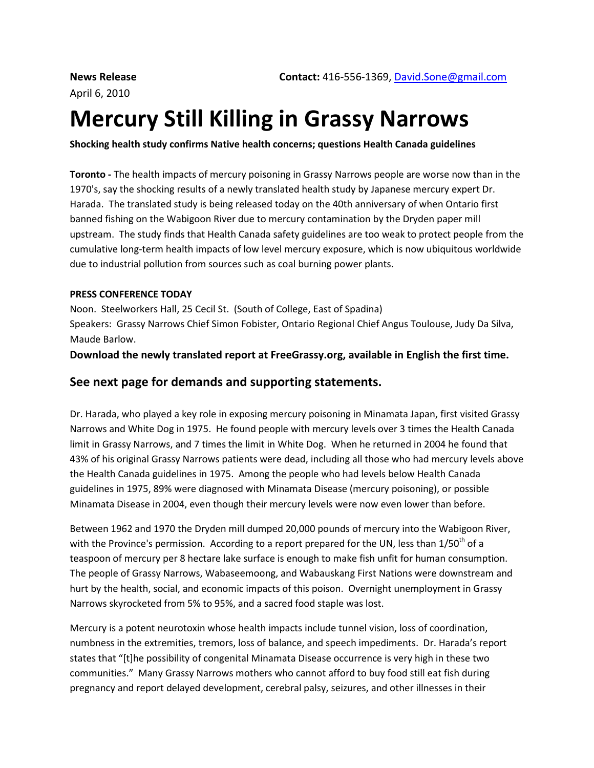**News Release** **Contact:** 416-556-1369, David.Sone@gmail.com

April 6, 2010

# Mercury Still Killing in Grassy Narrows

**Shocking health study confirms Native health concerns; questions Health Canada guidelines**

**Toronto -** The health impacts of mercury poisoning in Grassy Narrows people are worse now than in the 1970's, say the shocking results of a newly translated health study by Japanese mercury expert Dr. Harada. The translated study is being released today on the 40th anniversary of when Ontario first banned fishing on the Wabigoon River due to mercury contamination by the Dryden paper mill upstream. The study finds that Health Canada safety guidelines are too weak to protect people from the cumulative long-term health impacts of low level mercury exposure, which is now ubiquitous worldwide due to industrial pollution from sources such as coal burning power plants.

**PRESS CONFERENCE TODAY**

Noon. Steelworkers Hall, 25 Cecil St. (South of College, East of Spadina)

Speakers: Grassy Narrows Chief Simon Fobister, Ontario Regional Chief Angus Toulouse, Judy Da Silva, Maude Barlow.

**Download the newly translated report at FreeGrassy.org, available in English the first time.**

## See next page for demands and supporting statements.

Dr. Harada, who played a key role in exposing mercury poisoning in Minamata Japan, first visited Grassy Narrows and White Dog in 1975. He found people with mercury levels over 3 times the Health Canada limit in Grassy Narrows, and 7 times the limit in White Dog. When he returned in 2004 he found that 43% of his original Grassy Narrows patients were dead, including all those who had mercury levels above the Health Canada guidelines in 1975. Among the people who had levels below Health Canada guidelines in 1975, 89% were diagnosed with Minamata Disease (mercury poisoning), or possible Minamata Disease in 2004, even though their mercury levels were now even lower than before.

Between 1962 and 1970 the Dryden mill dumped 20,000 pounds of mercury into the Wabigoon River, with the Province's permission. According to a report prepared for the UN, less than 1/50th of a teaspoon of mercury per 8 hectare lake surface is enough to make fish unfit for human consumption. The people of Grassy Narrows, Wabaseemoong, and Wabauskang First Nations were downstream and hurt by the health, social, and economic impacts of this poison. Overnight unemployment in Grassy Narrows skyrocketed from 5% to 95%, and a sacred food staple was lost.

Mercury is a potent neurotoxin whose health impacts include tunnel vision, loss of coordination, numbness in the extremities, tremors, loss of balance, and speech impediments. Dr. Harada's report states that "[t]he possibility of congenital Minamata Disease occurrence is very high in these two communities." Many Grassy Narrows mothers who cannot afford to buy food still eat fish during pregnancy and report delayed development, cerebral palsy, seizures, and other illnesses in their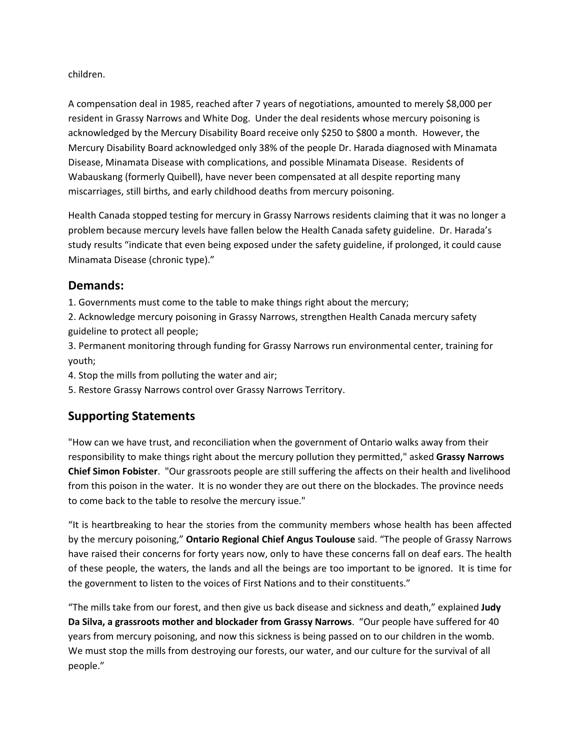children.

A compensation deal in 1985, reached after 7 years of negotiations, amounted to merely $8,000 per resident in Grassy Narrows and White Dog. Under the deal residents whose mercury poisoning is acknowledged by the Mercury Disability Board receive only $250 to $800 a month. However, the Mercury Disability Board acknowledged only 38% of the people Dr. Harada diagnosed with Minamata Disease, Minamata Disease with complications, and possible Minamata Disease. Residents of Wabauskang (formerly Quibell), have never been compensated at all despite reporting many miscarriages, still births, and early childhood deaths from mercury poisoning.

Health Canada stopped testing for mercury in Grassy Narrows residents claiming that it was no longer a problem because mercury levels have fallen below the Health Canada safety guideline. Dr. Harada's study results "indicate that even being exposed under the safety guideline, if prolonged, it could cause Minamata Disease (chronic type)."

## Demands:

1. Governments must come to the table to make things right about the mercury;
2. Acknowledge mercury poisoning in Grassy Narrows, strengthen Health Canada mercury safety guideline to protect all people;
3. Permanent monitoring through funding for Grassy Narrows run environmental center, training for youth;
4. Stop the mills from polluting the water and air;
5. Restore Grassy Narrows control over Grassy Narrows Territory.

## Supporting Statements

"How can we have trust, and reconciliation when the government of Ontario walks away from their responsibility to make things right about the mercury pollution they permitted," asked **Grassy Narrows Chief Simon Fobister**. "Our grassroots people are still suffering the affects on their health and livelihood from this poison in the water. It is no wonder they are out there on the blockades. The province needs to come back to the table to resolve the mercury issue."

"It is heartbreaking to hear the stories from the community members whose health has been affected by the mercury poisoning," **Ontario Regional Chief Angus Toulouse** said. "The people of Grassy Narrows have raised their concerns for forty years now, only to have these concerns fall on deaf ears. The health of these people, the waters, the lands and all the beings are too important to be ignored. It is time for the government to listen to the voices of First Nations and to their constituents."

"The mills take from our forest, and then give us back disease and sickness and death," explained **Judy Da Silva, a grassroots mother and blockader from Grassy Narrows**. "Our people have suffered for 40 years from mercury poisoning, and now this sickness is being passed on to our children in the womb. We must stop the mills from destroying our forests, our water, and our culture for the survival of all people."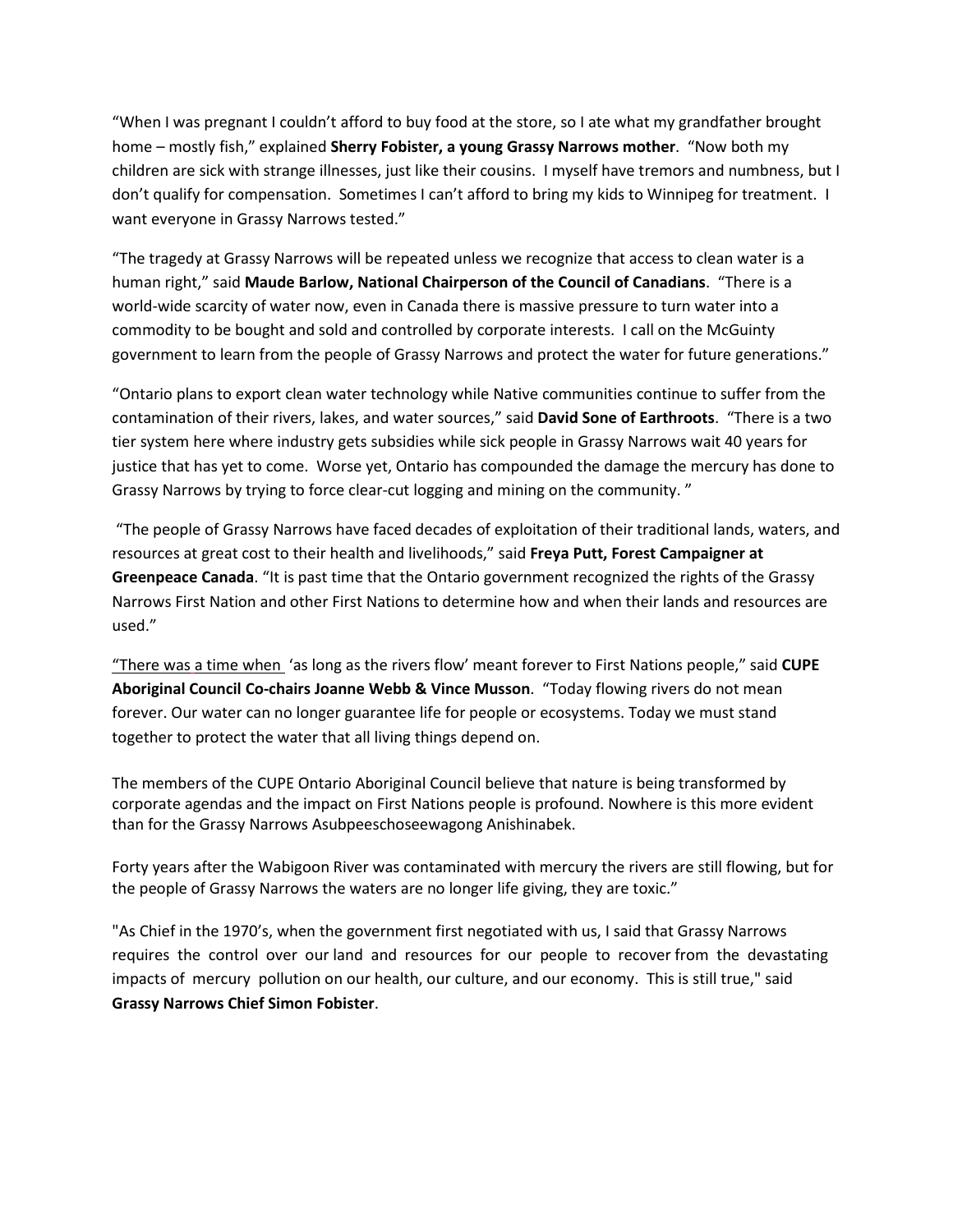"When I was pregnant I couldn't afford to buy food at the store, so I ate what my grandfather brought home – mostly fish," explained **Sherry Fobister, a young Grassy Narrows mother**. "Now both my children are sick with strange illnesses, just like their cousins. I myself have tremors and numbness, but I don't qualify for compensation. Sometimes I can't afford to bring my kids to Winnipeg for treatment. I want everyone in Grassy Narrows tested."

"The tragedy at Grassy Narrows will be repeated unless we recognize that access to clean water is a human right," said **Maude Barlow, National Chairperson of the Council of Canadians**. "There is a world-wide scarcity of water now, even in Canada there is massive pressure to turn water into a commodity to be bought and sold and controlled by corporate interests. I call on the McGuinty government to learn from the people of Grassy Narrows and protect the water for future generations."

"Ontario plans to export clean water technology while Native communities continue to suffer from the contamination of their rivers, lakes, and water sources," said **David Sone of Earthroots**. "There is a two tier system here where industry gets subsidies while sick people in Grassy Narrows wait 40 years for justice that has yet to come. Worse yet, Ontario has compounded the damage the mercury has done to Grassy Narrows by trying to force clear-cut logging and mining on the community. "

"The people of Grassy Narrows have faced decades of exploitation of their traditional lands, waters, and resources at great cost to their health and livelihoods," said **Freya Putt, Forest Campaigner at Greenpeace Canada**. "It is past time that the Ontario government recognized the rights of the Grassy Narrows First Nation and other First Nations to determine how and when their lands and resources are used."

"There was a time when 'as long as the rivers flow' meant forever to First Nations people," said **CUPE Aboriginal Council Co-chairs Joanne Webb & Vince Musson**. "Today flowing rivers do not mean forever. Our water can no longer guarantee life for people or ecosystems. Today we must stand together to protect the water that all living things depend on.

The members of the CUPE Ontario Aboriginal Council believe that nature is being transformed by corporate agendas and the impact on First Nations people is profound. Nowhere is this more evident than for the Grassy Narrows Asubpeeschoseewagong Anishinabek.

Forty years after the Wabigoon River was contaminated with mercury the rivers are still flowing, but for the people of Grassy Narrows the waters are no longer life giving, they are toxic."

"As Chief in the 1970's, when the government first negotiated with us, I said that Grassy Narrows requires the control over our land and resources for our people to recover from the devastating impacts of mercury pollution on our health, our culture, and our economy. This is still true," said **Grassy Narrows Chief Simon Fobister**.